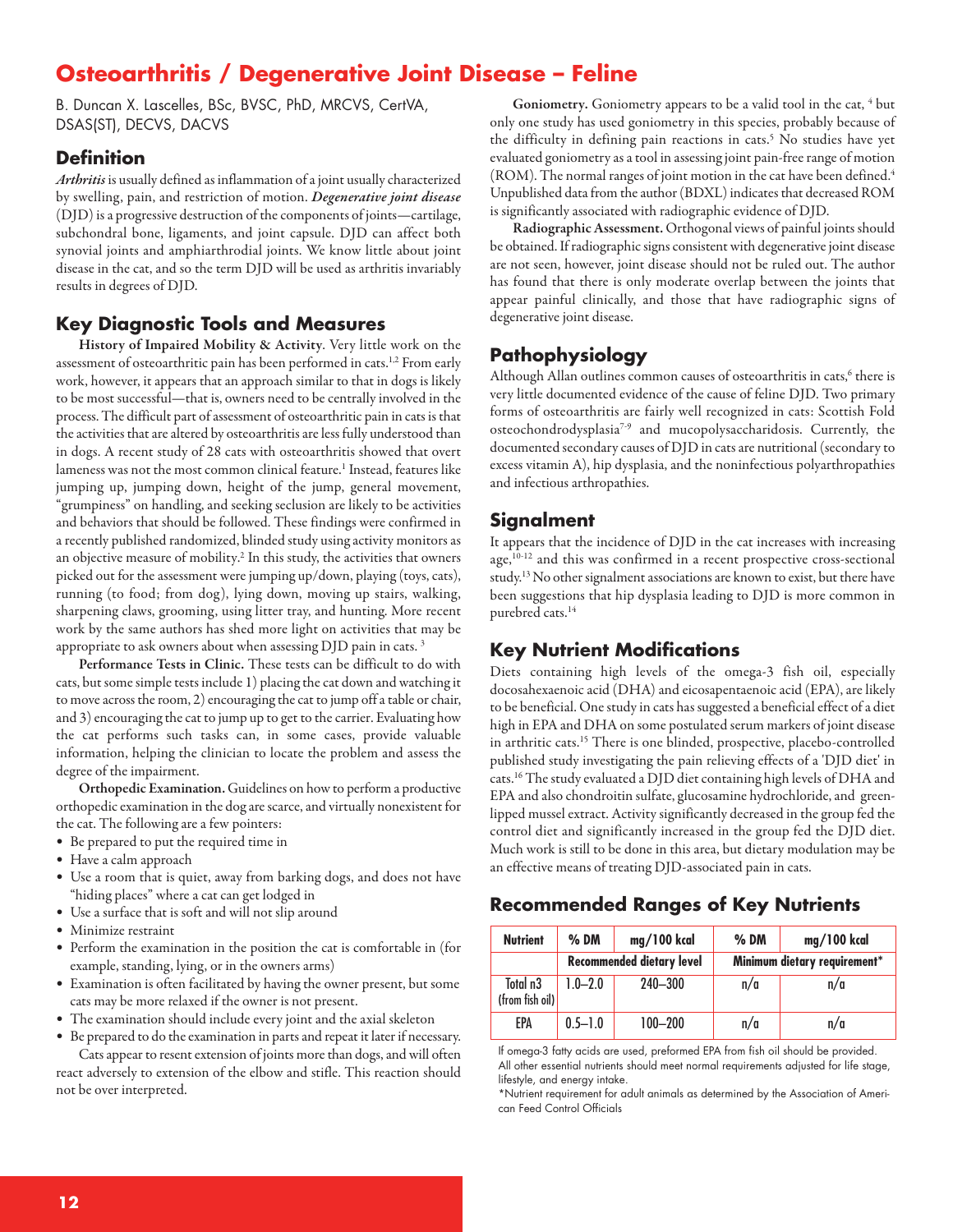# Osteoarthritis / Degenerative Joint Disease – Feline

B. Duncan X. Lascelles, BSc, BVSC, PhD, MRCVS, CertVA, DSAS(ST), DECVS, DACVS

## Definition

***Arthritis*** is usually defined as inflammation of a joint usually characterized by swelling, pain, and restriction of motion. ***Degenerative joint disease*** (DJD) is a progressive destruction of the components of joints—cartilage, subchondral bone, ligaments, and joint capsule. DJD can affect both synovial joints and amphiarthrodial joints. We know little about joint disease in the cat, and so the term DJD will be used as arthritis invariably results in degrees of DJD.

## Key Diagnostic Tools and Measures

**History of Impaired Mobility & Activity.** Very little work on the assessment of osteoarthritic pain has been performed in cats.[1,2] From early work, however, it appears that an approach similar to that in dogs is likely to be most successful—that is, owners need to be centrally involved in the process. The difficult part of assessment of osteoarthritic pain in cats is that the activities that are altered by osteoarthritis are less fully understood than in dogs. A recent study of 28 cats with osteoarthritis showed that overt lameness was not the most common clinical feature.[1] Instead, features like jumping up, jumping down, height of the jump, general movement, "grumpiness" on handling, and seeking seclusion are likely to be activities and behaviors that should be followed. These findings were confirmed in a recently published randomized, blinded study using activity monitors as an objective measure of mobility.[2] In this study, the activities that owners picked out for the assessment were jumping up/down, playing (toys, cats), running (to food; from dog), lying down, moving up stairs, walking, sharpening claws, grooming, using litter tray, and hunting. More recent work by the same authors has shed more light on activities that may be appropriate to ask owners about when assessing DJD pain in cats.[3]

**Performance Tests in Clinic.** These tests can be difficult to do with cats, but some simple tests include 1) placing the cat down and watching it to move across the room, 2) encouraging the cat to jump off a table or chair, and 3) encouraging the cat to jump up to get to the carrier. Evaluating how the cat performs such tasks can, in some cases, provide valuable information, helping the clinician to locate the problem and assess the degree of the impairment.

**Orthopedic Examination.** Guidelines on how to perform a productive orthopedic examination in the dog are scarce, and virtually nonexistent for the cat. The following are a few pointers:

- Be prepared to put the required time in
- Have a calm approach
- Use a room that is quiet, away from barking dogs, and does not have "hiding places" where a cat can get lodged in
- Use a surface that is soft and will not slip around
- Minimize restraint
- Perform the examination in the position the cat is comfortable in (for example, standing, lying, or in the owners arms)
- Examination is often facilitated by having the owner present, but some cats may be more relaxed if the owner is not present.
- The examination should include every joint and the axial skeleton
- Be prepared to do the examination in parts and repeat it later if necessary.

Cats appear to resent extension of joints more than dogs, and will often react adversely to extension of the elbow and stifle. This reaction should not be over interpreted.

**Goniometry.** Goniometry appears to be a valid tool in the cat,[4] but only one study has used goniometry in this species, probably because of the difficulty in defining pain reactions in cats.[5] No studies have yet evaluated goniometry as a tool in assessing joint pain-free range of motion (ROM). The normal ranges of joint motion in the cat have been defined.[4] Unpublished data from the author (BDXL) indicates that decreased ROM is significantly associated with radiographic evidence of DJD.

**Radiographic Assessment.** Orthogonal views of painful joints should be obtained. If radiographic signs consistent with degenerative joint disease are not seen, however, joint disease should not be ruled out. The author has found that there is only moderate overlap between the joints that appear painful clinically, and those that have radiographic signs of degenerative joint disease.

## Pathophysiology

Although Allan outlines common causes of osteoarthritis in cats,[6] there is very little documented evidence of the cause of feline DJD. Two primary forms of osteoarthritis are fairly well recognized in cats: Scottish Fold osteochondrodysplasia[7-9] and mucopolysaccharidosis. Currently, the documented secondary causes of DJD in cats are nutritional (secondary to excess vitamin A), hip dysplasia, and the noninfectious polyarthropathies and infectious arthropathies.

## Signalment

It appears that the incidence of DJD in the cat increases with increasing age,[10-12] and this was confirmed in a recent prospective cross-sectional study.[13] No other signalment associations are known to exist, but there have been suggestions that hip dysplasia leading to DJD is more common in purebred cats.[14]

## Key Nutrient Modifications

Diets containing high levels of the omega-3 fish oil, especially docosahexaenoic acid (DHA) and eicosapentaenoic acid (EPA), are likely to be beneficial. One study in cats has suggested a beneficial effect of a diet high in EPA and DHA on some postulated serum markers of joint disease in arthritic cats.[15] There is one blinded, prospective, placebo-controlled published study investigating the pain relieving effects of a 'DJD diet' in cats.[16] The study evaluated a DJD diet containing high levels of DHA and EPA and also chondroitin sulfate, glucosamine hydrochloride, and green-lipped mussel extract. Activity significantly decreased in the group fed the control diet and significantly increased in the group fed the DJD diet. Much work is still to be done in this area, but dietary modulation may be an effective means of treating DJD-associated pain in cats.

## Recommended Ranges of Key Nutrients

| Nutrient | % DM | mg/100 kcal | % DM | mg/100 kcal |
|---|---|---|---|---|
| | Recommended dietary level | | Minimum dietary requirement* | |
| Total n3 (from fish oil) | 1.0–2.0 | 240–300 | n/a | n/a |
| EPA | 0.5–1.0 | 100–200 | n/a | n/a |

If omega-3 fatty acids are used, preformed EPA from fish oil should be provided. All other essential nutrients should meet normal requirements adjusted for life stage, lifestyle, and energy intake.

*Nutrient requirement for adult animals as determined by the Association of American Feed Control Officials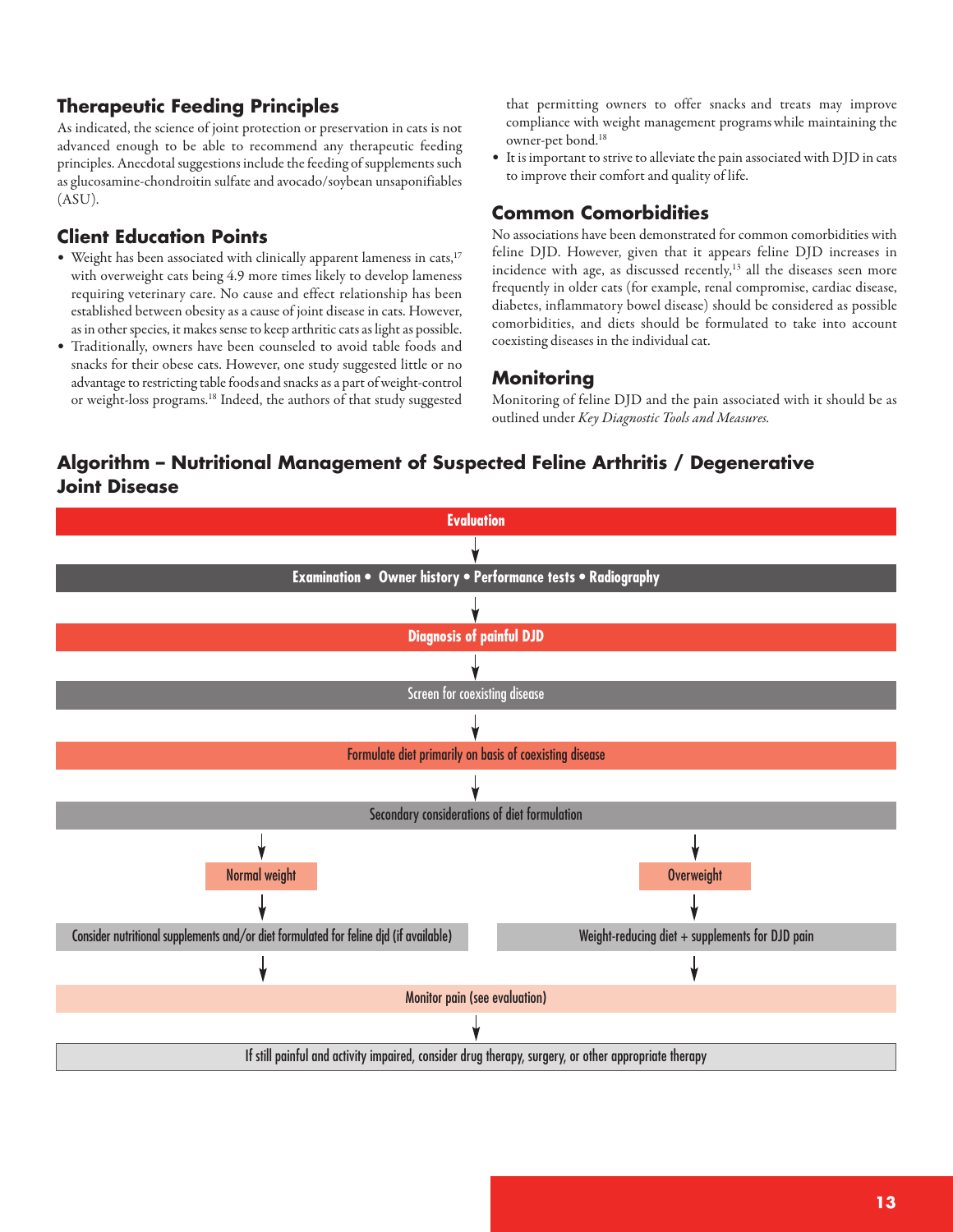## Therapeutic Feeding Principles

As indicated, the science of joint protection or preservation in cats is not advanced enough to be able to recommend any therapeutic feeding principles. Anecdotal suggestions include the feeding of supplements such as glucosamine-chondroitin sulfate and avocado/soybean unsaponifiables (ASU).

## Client Education Points

- Weight has been associated with clinically apparent lameness in cats,[17] with overweight cats being 4.9 more times likely to develop lameness requiring veterinary care. No cause and effect relationship has been established between obesity as a cause of joint disease in cats. However, as in other species, it makes sense to keep arthritic cats as light as possible.
- Traditionally, owners have been counseled to avoid table foods and snacks for their obese cats. However, one study suggested little or no advantage to restricting table foods and snacks as a part of weight-control or weight-loss programs.[18] Indeed, the authors of that study suggested that permitting owners to offer snacks and treats may improve compliance with weight management programs while maintaining the owner-pet bond.[18]
- It is important to strive to alleviate the pain associated with DJD in cats to improve their comfort and quality of life.

## Common Comorbidities

No associations have been demonstrated for common comorbidities with feline DJD. However, given that it appears feline DJD increases in incidence with age, as discussed recently,[13] all the diseases seen more frequently in older cats (for example, renal compromise, cardiac disease, diabetes, inflammatory bowel disease) should be considered as possible comorbidities, and diets should be formulated to take into account coexisting diseases in the individual cat.

## Monitoring

Monitoring of feline DJD and the pain associated with it should be as outlined under *Key Diagnostic Tools and Measures.*

## Algorithm – Nutritional Management of Suspected Feline Arthritis / Degenerative Joint Disease

Evaluation

Examination • Owner history • Performance tests • Radiography

Diagnosis of painful DJD

Screen for coexisting disease

Formulate diet primarily on basis of coexisting disease

Secondary considerations of diet formulation

Normal weight

Consider nutritional supplements and/or diet formulated for feline djd (if available)

Overweight

Weight-reducing diet + supplements for DJD pain

Monitor pain (see evaluation)

If still painful and activity impaired, consider drug therapy, surgery, or other appropriate therapy